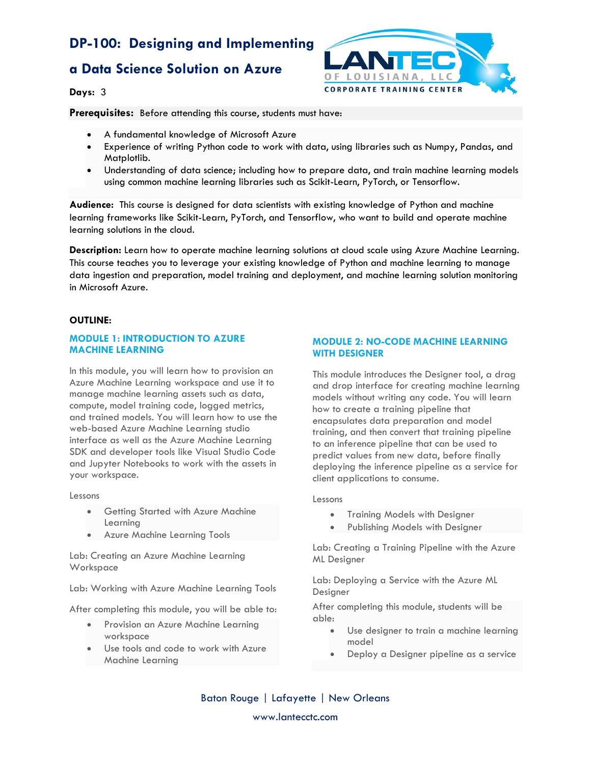# DP-100: Designing and Implementing a Data Science Solution on Azure

**Days:** 3

**Prerequisites:** Before attending this course, students must have:

- A fundamental knowledge of Microsoft Azure
- Experience of writing Python code to work with data, using libraries such as Numpy, Pandas, and Matplotlib.
- Understanding of data science; including how to prepare data, and train machine learning models using common machine learning libraries such as Scikit-Learn, PyTorch, or Tensorflow.

**Audience:** This course is designed for data scientists with existing knowledge of Python and machine learning frameworks like Scikit-Learn, PyTorch, and Tensorflow, who want to build and operate machine learning solutions in the cloud.

**Description:** Learn how to operate machine learning solutions at cloud scale using Azure Machine Learning. This course teaches you to leverage your existing knowledge of Python and machine learning to manage data ingestion and preparation, model training and deployment, and machine learning solution monitoring in Microsoft Azure.

**OUTLINE:**

## MODULE 1: INTRODUCTION TO AZURE MACHINE LEARNING

In this module, you will learn how to provision an Azure Machine Learning workspace and use it to manage machine learning assets such as data, compute, model training code, logged metrics, and trained models. You will learn how to use the web-based Azure Machine Learning studio interface as well as the Azure Machine Learning SDK and developer tools like Visual Studio Code and Jupyter Notebooks to work with the assets in your workspace.

Lessons

- Getting Started with Azure Machine Learning
- Azure Machine Learning Tools

Lab: Creating an Azure Machine Learning Workspace

Lab: Working with Azure Machine Learning Tools

After completing this module, you will be able to:

- Provision an Azure Machine Learning workspace
- Use tools and code to work with Azure Machine Learning

## MODULE 2: NO-CODE MACHINE LEARNING WITH DESIGNER

This module introduces the Designer tool, a drag and drop interface for creating machine learning models without writing any code. You will learn how to create a training pipeline that encapsulates data preparation and model training, and then convert that training pipeline to an inference pipeline that can be used to predict values from new data, before finally deploying the inference pipeline as a service for client applications to consume.

Lessons

- Training Models with Designer
- Publishing Models with Designer

Lab: Creating a Training Pipeline with the Azure ML Designer

Lab: Deploying a Service with the Azure ML Designer

After completing this module, students will be able:

- Use designer to train a machine learning model
- Deploy a Designer pipeline as a service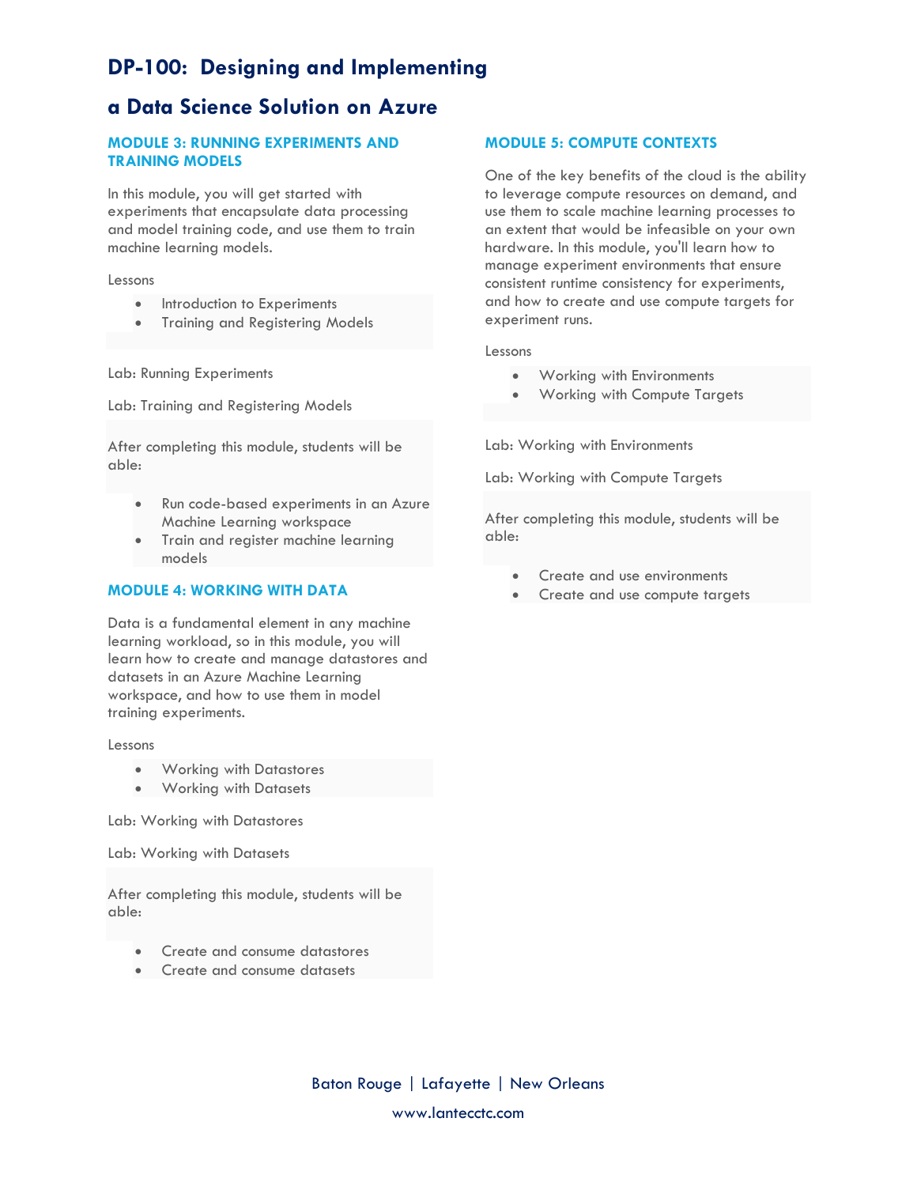# DP-100: Designing and Implementing a Data Science Solution on Azure

### MODULE 3: RUNNING EXPERIMENTS AND TRAINING MODELS

In this module, you will get started with experiments that encapsulate data processing and model training code, and use them to train machine learning models.

Lessons

- Introduction to Experiments
- Training and Registering Models

Lab: Running Experiments

Lab: Training and Registering Models

After completing this module, students will be able:

- Run code-based experiments in an Azure Machine Learning workspace
- Train and register machine learning models

### MODULE 4: WORKING WITH DATA

Data is a fundamental element in any machine learning workload, so in this module, you will learn how to create and manage datastores and datasets in an Azure Machine Learning workspace, and how to use them in model training experiments.

Lessons

- Working with Datastores
- Working with Datasets

Lab: Working with Datastores

Lab: Working with Datasets

After completing this module, students will be able:

- Create and consume datastores
- Create and consume datasets

### MODULE 5: COMPUTE CONTEXTS

One of the key benefits of the cloud is the ability to leverage compute resources on demand, and use them to scale machine learning processes to an extent that would be infeasible on your own hardware. In this module, you'll learn how to manage experiment environments that ensure consistent runtime consistency for experiments, and how to create and use compute targets for experiment runs.

Lessons

- Working with Environments
- Working with Compute Targets

Lab: Working with Environments

Lab: Working with Compute Targets

After completing this module, students will be able:

- Create and use environments
- Create and use compute targets

Baton Rouge | Lafayette | New Orleans

www.lantecctc.com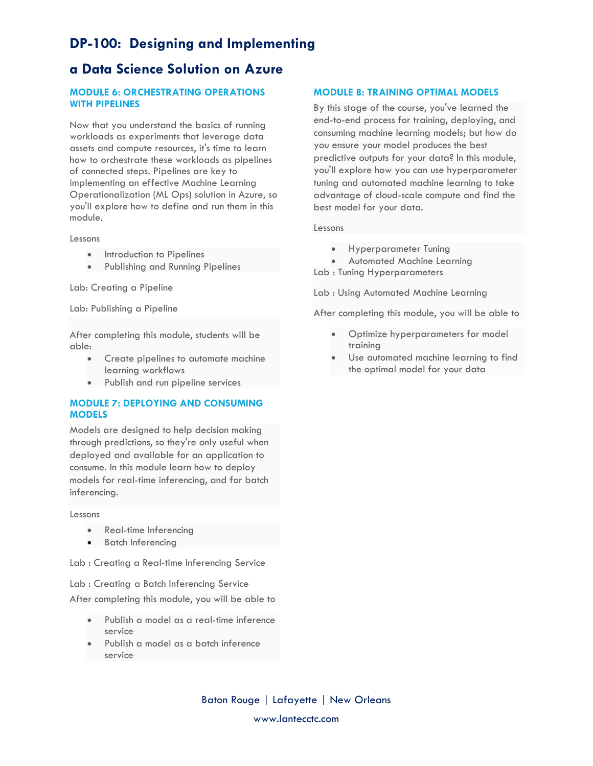# DP-100: Designing and Implementing a Data Science Solution on Azure

### MODULE 6: ORCHESTRATING OPERATIONS WITH PIPELINES

Now that you understand the basics of running workloads as experiments that leverage data assets and compute resources, it's time to learn how to orchestrate these workloads as pipelines of connected steps. Pipelines are key to implementing an effective Machine Learning Operationalization (ML Ops) solution in Azure, so you'll explore how to define and run them in this module.

Lessons

- Introduction to Pipelines
- Publishing and Running Pipelines

Lab: Creating a Pipeline

Lab: Publishing a Pipeline

After completing this module, students will be able:

- Create pipelines to automate machine learning workflows
- Publish and run pipeline services

### MODULE 7: DEPLOYING AND CONSUMING MODELS

Models are designed to help decision making through predictions, so they're only useful when deployed and available for an application to consume. In this module learn how to deploy models for real-time inferencing, and for batch inferencing.

Lessons

- Real-time Inferencing
- Batch Inferencing

Lab : Creating a Real-time Inferencing Service

Lab : Creating a Batch Inferencing Service

After completing this module, you will be able to

- Publish a model as a real-time inference service
- Publish a model as a batch inference service

### MODULE 8: TRAINING OPTIMAL MODELS

By this stage of the course, you've learned the end-to-end process for training, deploying, and consuming machine learning models; but how do you ensure your model produces the best predictive outputs for your data? In this module, you'll explore how you can use hyperparameter tuning and automated machine learning to take advantage of cloud-scale compute and find the best model for your data.

Lessons

- Hyperparameter Tuning
- Automated Machine Learning

Lab : Tuning Hyperparameters

Lab : Using Automated Machine Learning

After completing this module, you will be able to

- Optimize hyperparameters for model training
- Use automated machine learning to find the optimal model for your data

Baton Rouge | Lafayette | New Orleans

www.lantecctc.com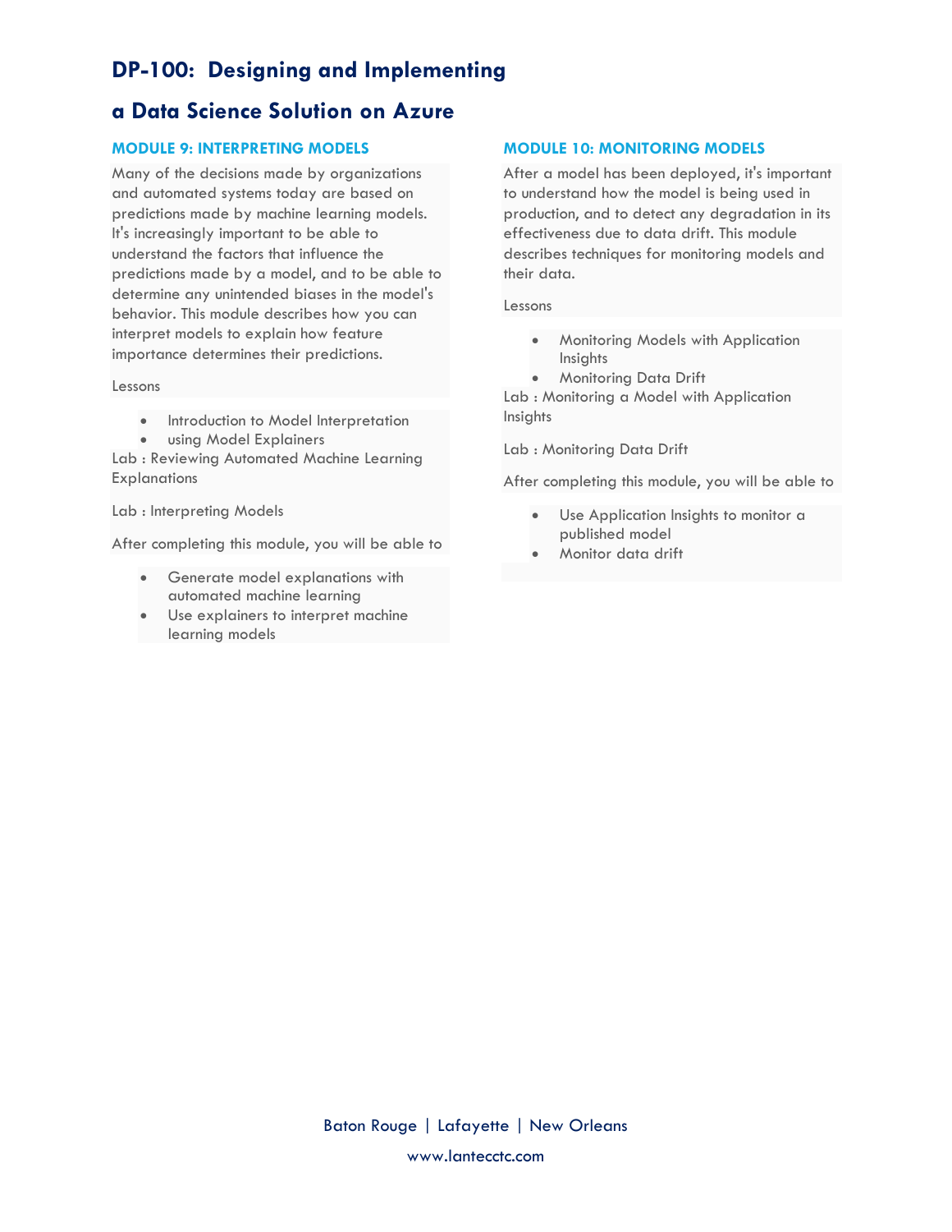# DP-100: Designing and Implementing a Data Science Solution on Azure

## MODULE 9: INTERPRETING MODELS

Many of the decisions made by organizations and automated systems today are based on predictions made by machine learning models. It's increasingly important to be able to understand the factors that influence the predictions made by a model, and to be able to determine any unintended biases in the model's behavior. This module describes how you can interpret models to explain how feature importance determines their predictions.

Lessons

- Introduction to Model Interpretation
- using Model Explainers

Lab : Reviewing Automated Machine Learning Explanations

Lab : Interpreting Models

After completing this module, you will be able to

- Generate model explanations with automated machine learning
- Use explainers to interpret machine learning models

## MODULE 10: MONITORING MODELS

After a model has been deployed, it's important to understand how the model is being used in production, and to detect any degradation in its effectiveness due to data drift. This module describes techniques for monitoring models and their data.

Lessons

- Monitoring Models with Application Insights
- Monitoring Data Drift

Lab : Monitoring a Model with Application Insights

Lab : Monitoring Data Drift

After completing this module, you will be able to

- Use Application Insights to monitor a published model
- Monitor data drift

Baton Rouge | Lafayette | New Orleans

www.lantecctc.com